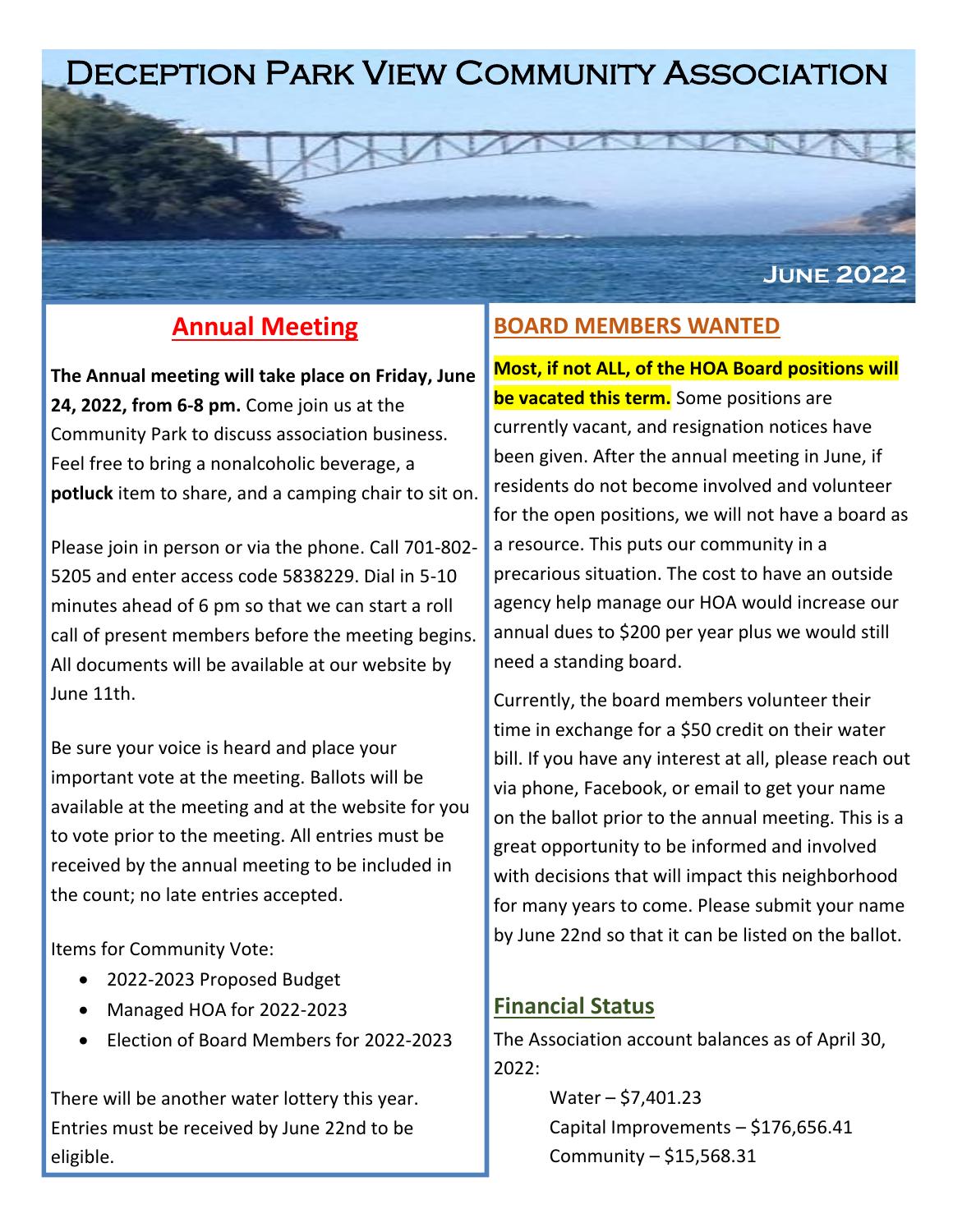# Deception Park View Community Association

June 2022

## Annual Meeting

**The Annual meeting will take place on Friday, June 24, 2022, from 6-8 pm.** Come join us at the Community Park to discuss association business. Feel free to bring a nonalcoholic beverage, a **potluck** item to share, and a camping chair to sit on.

Please join in person or via the phone. Call 701-802-5205 and enter access code 5838229. Dial in 5-10 minutes ahead of 6 pm so that we can start a roll call of present members before the meeting begins. All documents will be available at our website by June 11th.

Be sure your voice is heard and place your important vote at the meeting. Ballots will be available at the meeting and at the website for you to vote prior to the meeting. All entries must be received by the annual meeting to be included in the count; no late entries accepted.

Items for Community Vote:

- 2022-2023 Proposed Budget
- Managed HOA for 2022-2023
- Election of Board Members for 2022-2023

There will be another water lottery this year. Entries must be received by June 22nd to be eligible.

## BOARD MEMBERS WANTED

**Most, if not ALL, of the HOA Board positions will be vacated this term.** Some positions are currently vacant, and resignation notices have been given. After the annual meeting in June, if residents do not become involved and volunteer for the open positions, we will not have a board as a resource. This puts our community in a precarious situation. The cost to have an outside agency help manage our HOA would increase our annual dues to $200 per year plus we would still need a standing board.

Currently, the board members volunteer their time in exchange for a $50 credit on their water bill. If you have any interest at all, please reach out via phone, Facebook, or email to get your name on the ballot prior to the annual meeting. This is a great opportunity to be informed and involved with decisions that will impact this neighborhood for many years to come. Please submit your name by June 22nd so that it can be listed on the ballot.

## Financial Status

The Association account balances as of April 30, 2022:

Water – $7,401.23
Capital Improvements – $176,656.41
Community – $15,568.31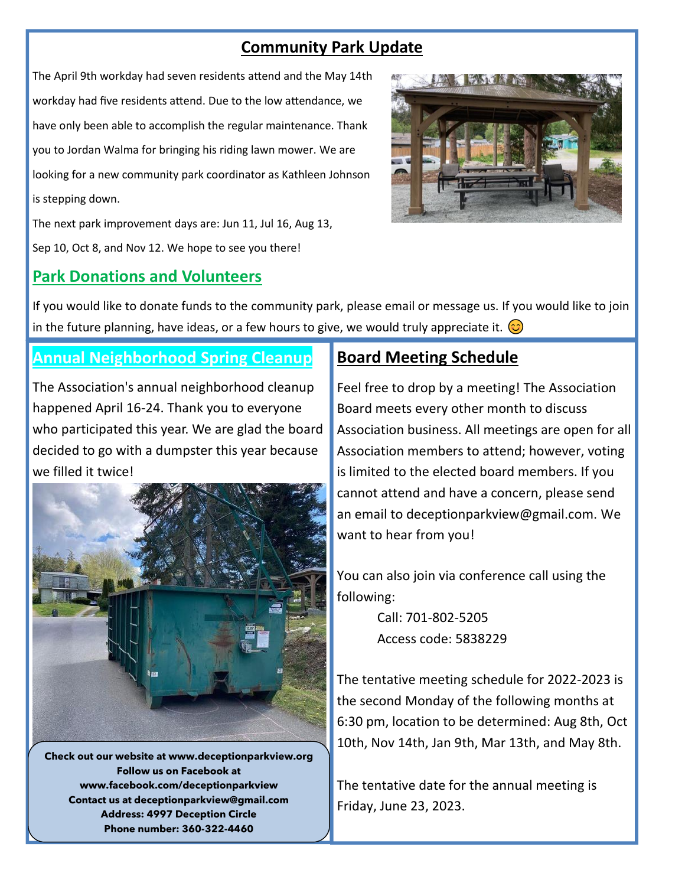## Community Park Update

The April 9th workday had seven residents attend and the May 14th workday had five residents attend. Due to the low attendance, we have only been able to accomplish the regular maintenance. Thank you to Jordan Walma for bringing his riding lawn mower. We are looking for a new community park coordinator as Kathleen Johnson is stepping down.

The next park improvement days are: Jun 11, Jul 16, Aug 13, Sep 10, Oct 8, and Nov 12. We hope to see you there!

## Park Donations and Volunteers

If you would like to donate funds to the community park, please email or message us. If you would like to join in the future planning, have ideas, or a few hours to give, we would truly appreciate it. 😊

## Annual Neighborhood Spring Cleanup

The Association's annual neighborhood cleanup happened April 16-24. Thank you to everyone who participated this year. We are glad the board decided to go with a dumpster this year because we filled it twice!

**Check out our website at www.deceptionparkview.org**
**Follow us on Facebook at www.facebook.com/deceptionparkview**
**Contact us at deceptionparkview@gmail.com**
**Address: 4997 Deception Circle**
**Phone number: 360-322-4460**

## Board Meeting Schedule

Feel free to drop by a meeting! The Association Board meets every other month to discuss Association business. All meetings are open for all Association members to attend; however, voting is limited to the elected board members. If you cannot attend and have a concern, please send an email to deceptionparkview@gmail.com. We want to hear from you!

You can also join via conference call using the following:

Call: 701-802-5205
Access code: 5838229

The tentative meeting schedule for 2022-2023 is the second Monday of the following months at 6:30 pm, location to be determined: Aug 8th, Oct 10th, Nov 14th, Jan 9th, Mar 13th, and May 8th.

The tentative date for the annual meeting is Friday, June 23, 2023.